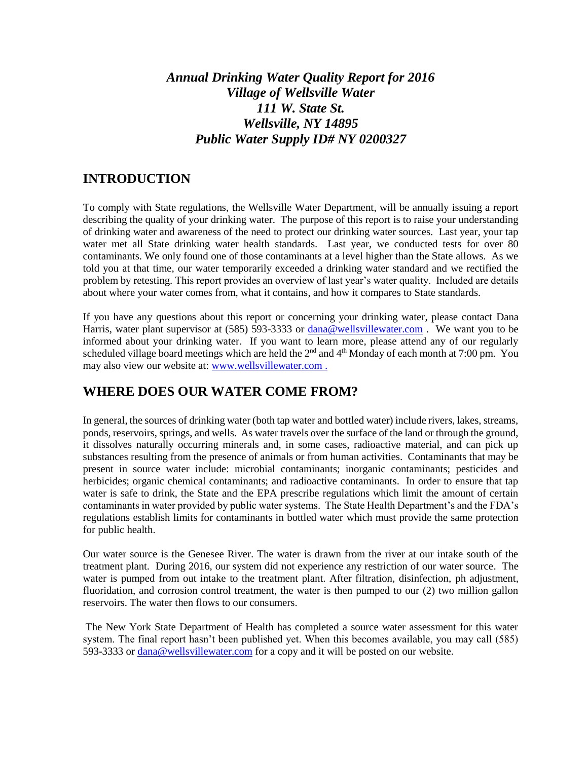# *Annual Drinking Water Quality Report for 2016*
# *Village of Wellsville Water*
# *111 W. State St.*
# *Wellsville, NY 14895*
# *Public Water Supply ID# NY 0200327*

## INTRODUCTION

To comply with State regulations, the Wellsville Water Department, will be annually issuing a report describing the quality of your drinking water. The purpose of this report is to raise your understanding of drinking water and awareness of the need to protect our drinking water sources. Last year, your tap water met all State drinking water health standards. Last year, we conducted tests for over 80 contaminants. We only found one of those contaminants at a level higher than the State allows. As we told you at that time, our water temporarily exceeded a drinking water standard and we rectified the problem by retesting. This report provides an overview of last year's water quality. Included are details about where your water comes from, what it contains, and how it compares to State standards.

If you have any questions about this report or concerning your drinking water, please contact Dana Harris, water plant supervisor at (585) 593-3333 or dana@wellsvillewater.com . We want you to be informed about your drinking water. If you want to learn more, please attend any of our regularly scheduled village board meetings which are held the 2nd and 4th Monday of each month at 7:00 pm. You may also view our website at: www.wellsvillewater.com .

## WHERE DOES OUR WATER COME FROM?

In general, the sources of drinking water (both tap water and bottled water) include rivers, lakes, streams, ponds, reservoirs, springs, and wells. As water travels over the surface of the land or through the ground, it dissolves naturally occurring minerals and, in some cases, radioactive material, and can pick up substances resulting from the presence of animals or from human activities. Contaminants that may be present in source water include: microbial contaminants; inorganic contaminants; pesticides and herbicides; organic chemical contaminants; and radioactive contaminants. In order to ensure that tap water is safe to drink, the State and the EPA prescribe regulations which limit the amount of certain contaminants in water provided by public water systems. The State Health Department's and the FDA's regulations establish limits for contaminants in bottled water which must provide the same protection for public health.

Our water source is the Genesee River. The water is drawn from the river at our intake south of the treatment plant. During 2016, our system did not experience any restriction of our water source. The water is pumped from out intake to the treatment plant. After filtration, disinfection, ph adjustment, fluoridation, and corrosion control treatment, the water is then pumped to our (2) two million gallon reservoirs. The water then flows to our consumers.

The New York State Department of Health has completed a source water assessment for this water system. The final report hasn't been published yet. When this becomes available, you may call (585) 593-3333 or dana@wellsvillewater.com for a copy and it will be posted on our website.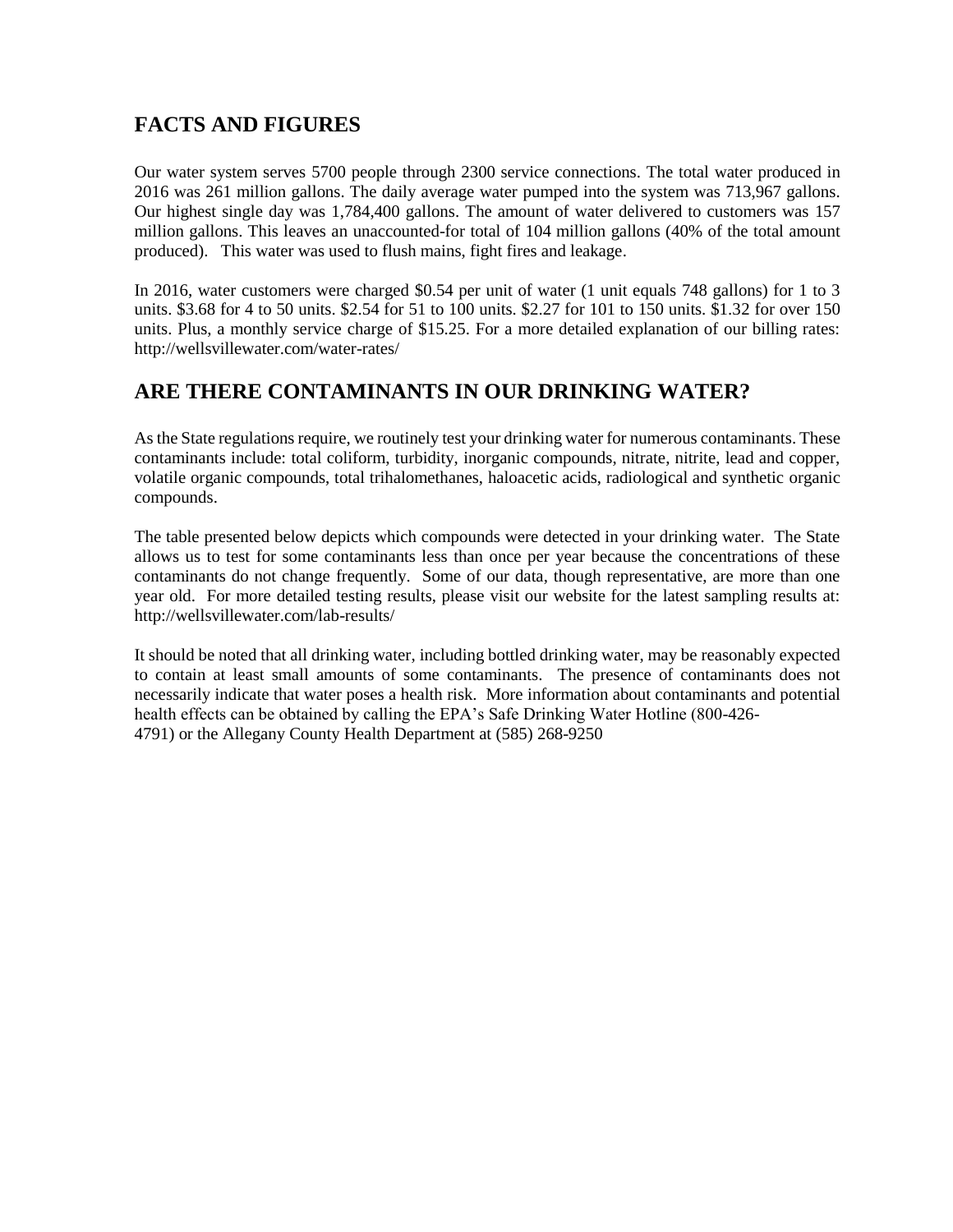## FACTS AND FIGURES

Our water system serves 5700 people through 2300 service connections. The total water produced in 2016 was 261 million gallons. The daily average water pumped into the system was 713,967 gallons. Our highest single day was 1,784,400 gallons. The amount of water delivered to customers was 157 million gallons. This leaves an unaccounted-for total of 104 million gallons (40% of the total amount produced). This water was used to flush mains, fight fires and leakage.

In 2016, water customers were charged $0.54 per unit of water (1 unit equals 748 gallons) for 1 to 3 units. $3.68 for 4 to 50 units. $2.54 for 51 to 100 units. $2.27 for 101 to 150 units. $1.32 for over 150 units. Plus, a monthly service charge of $15.25. For a more detailed explanation of our billing rates: http://wellsvillewater.com/water-rates/

## ARE THERE CONTAMINANTS IN OUR DRINKING WATER?

As the State regulations require, we routinely test your drinking water for numerous contaminants. These contaminants include: total coliform, turbidity, inorganic compounds, nitrate, nitrite, lead and copper, volatile organic compounds, total trihalomethanes, haloacetic acids, radiological and synthetic organic compounds.

The table presented below depicts which compounds were detected in your drinking water. The State allows us to test for some contaminants less than once per year because the concentrations of these contaminants do not change frequently. Some of our data, though representative, are more than one year old. For more detailed testing results, please visit our website for the latest sampling results at: http://wellsvillewater.com/lab-results/

It should be noted that all drinking water, including bottled drinking water, may be reasonably expected to contain at least small amounts of some contaminants. The presence of contaminants does not necessarily indicate that water poses a health risk. More information about contaminants and potential health effects can be obtained by calling the EPA's Safe Drinking Water Hotline (800-426-4791) or the Allegany County Health Department at (585) 268-9250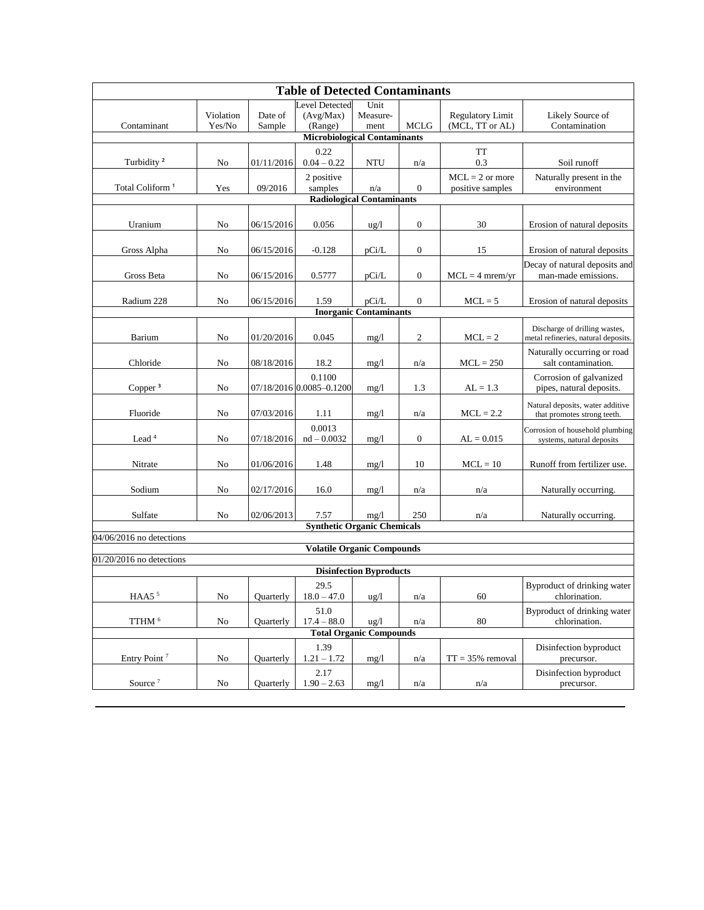**Table of Detected Contaminants**

| Contaminant | Violation Yes/No | Date of Sample | Level Detected (Avg/Max) (Range) | Unit Measure-ment | MCLG | Regulatory Limit (MCL, TT or AL) | Likely Source of Contamination |
|---|---|---|---|---|---|---|---|
| **Microbiological Contaminants** | | | | | | | |
| Turbidity [2] | No | 01/11/2016 | 0.22 0.04 – 0.22 | NTU | n/a | TT 0.3 | Soil runoff |
| Total Coliform [1] | Yes | 09/2016 | 2 positive samples | n/a | 0 | MCL = 2 or more positive samples | Naturally present in the environment |
| **Radiological Contaminants** | | | | | | | |
| Uranium | No | 06/15/2016 | 0.056 | ug/l | 0 | 30 | Erosion of natural deposits |
| Gross Alpha | No | 06/15/2016 | -0.128 | pCi/L | 0 | 15 | Erosion of natural deposits |
| Gross Beta | No | 06/15/2016 | 0.5777 | pCi/L | 0 | MCL = 4 mrem/yr | Decay of natural deposits and man-made emissions. |
| Radium 228 | No | 06/15/2016 | 1.59 | pCi/L | 0 | MCL = 5 | Erosion of natural deposits |
| **Inorganic Contaminants** | | | | | | | |
| Barium | No | 01/20/2016 | 0.045 | mg/l | 2 | MCL = 2 | Discharge of drilling wastes, metal refineries, natural deposits. |
| Chloride | No | 08/18/2016 | 18.2 | mg/l | n/a | MCL = 250 | Naturally occurring or road salt contamination. |
| Copper [3] | No | 07/18/2016 | 0.1100 0.0085–0.1200 | mg/l | 1.3 | AL = 1.3 | Corrosion of galvanized pipes, natural deposits. |
| Fluoride | No | 07/03/2016 | 1.11 | mg/l | n/a | MCL = 2.2 | Natural deposits, water additive that promotes strong teeth. |
| Lead [4] | No | 07/18/2016 | 0.0013 nd – 0.0032 | mg/l | 0 | AL = 0.015 | Corrosion of household plumbing systems, natural deposits |
| Nitrate | No | 01/06/2016 | 1.48 | mg/l | 10 | MCL = 10 | Runoff from fertilizer use. |
| Sodium | No | 02/17/2016 | 16.0 | mg/l | n/a | n/a | Naturally occurring. |
| Sulfate | No | 02/06/2013 | 7.57 | mg/l | 250 | n/a | Naturally occurring. |
| **Synthetic Organic Chemicals** | | | | | | | |
| 04/06/2016 no detections | | | | | | | |
| **Volatile Organic Compounds** | | | | | | | |
| 01/20/2016 no detections | | | | | | | |
| **Disinfection Byproducts** | | | | | | | |
| HAA5 [5] | No | Quarterly | 29.5 18.0 – 47.0 | ug/l | n/a | 60 | Byproduct of drinking water chlorination. |
| TTHM [6] | No | Quarterly | 51.0 17.4 – 88.0 | ug/l | n/a | 80 | Byproduct of drinking water chlorination. |
| **Total Organic Compounds** | | | | | | | |
| Entry Point [7] | No | Quarterly | 1.39 1.21 – 1.72 | mg/l | n/a | TT = 35% removal | Disinfection byproduct precursor. |
| Source [7] | No | Quarterly | 2.17 1.90 – 2.63 | mg/l | n/a | n/a | Disinfection byproduct precursor. |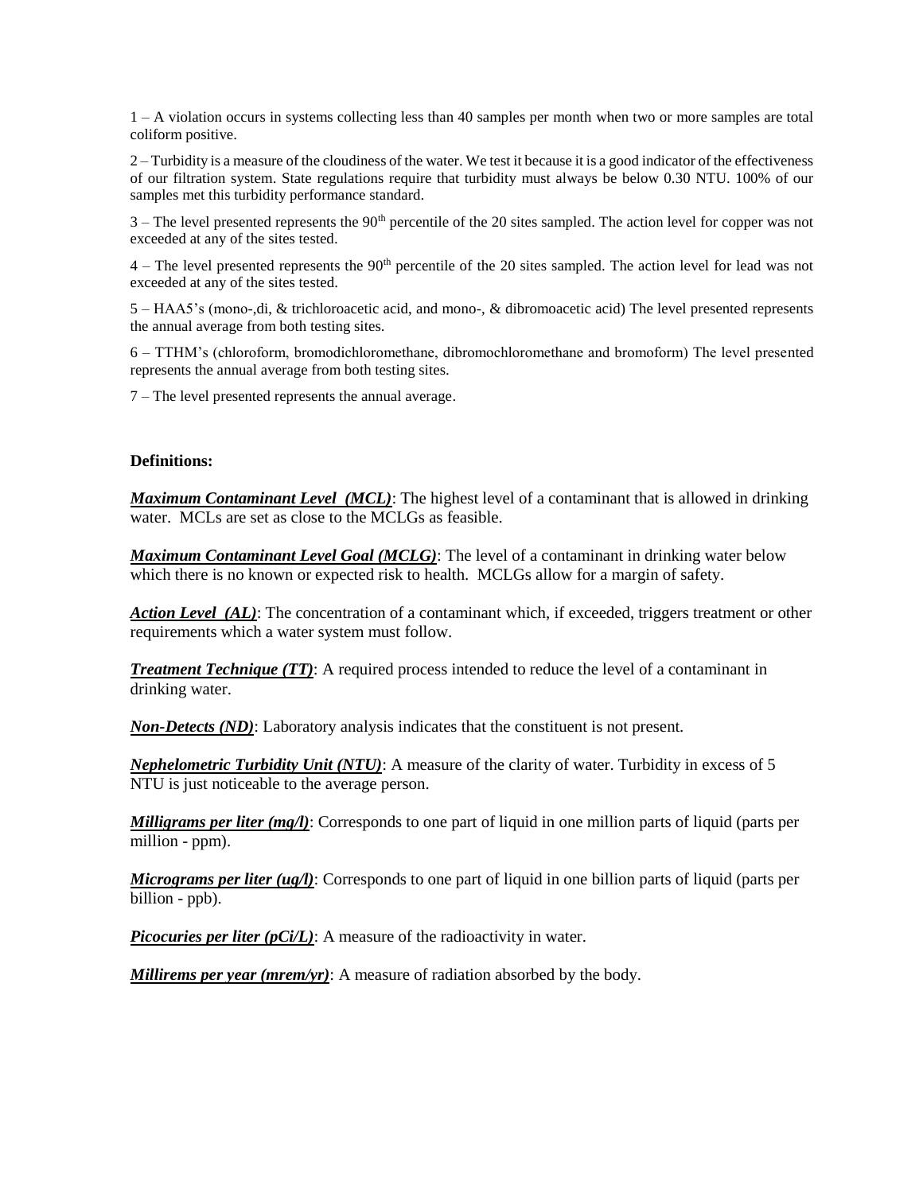1 – A violation occurs in systems collecting less than 40 samples per month when two or more samples are total coliform positive.

2 – Turbidity is a measure of the cloudiness of the water. We test it because it is a good indicator of the effectiveness of our filtration system. State regulations require that turbidity must always be below 0.30 NTU. 100% of our samples met this turbidity performance standard.

3 – The level presented represents the 90th percentile of the 20 sites sampled. The action level for copper was not exceeded at any of the sites tested.

4 – The level presented represents the 90th percentile of the 20 sites sampled. The action level for lead was not exceeded at any of the sites tested.

5 – HAA5's (mono-,di, & trichloroacetic acid, and mono-, & dibromoacetic acid) The level presented represents the annual average from both testing sites.

6 – TTHM's (chloroform, bromodichloromethane, dibromochloromethane and bromoform) The level presented represents the annual average from both testing sites.

7 – The level presented represents the annual average.

**Definitions:**

***Maximum Contaminant Level (MCL)***: The highest level of a contaminant that is allowed in drinking water. MCLs are set as close to the MCLGs as feasible.

***Maximum Contaminant Level Goal (MCLG)***: The level of a contaminant in drinking water below which there is no known or expected risk to health. MCLGs allow for a margin of safety.

***Action Level (AL)***: The concentration of a contaminant which, if exceeded, triggers treatment or other requirements which a water system must follow.

***Treatment Technique (TT)***: A required process intended to reduce the level of a contaminant in drinking water.

***Non-Detects (ND)***: Laboratory analysis indicates that the constituent is not present.

***Nephelometric Turbidity Unit (NTU)***: A measure of the clarity of water. Turbidity in excess of 5 NTU is just noticeable to the average person.

***Milligrams per liter (mg/l)***: Corresponds to one part of liquid in one million parts of liquid (parts per million - ppm).

***Micrograms per liter (ug/l)***: Corresponds to one part of liquid in one billion parts of liquid (parts per billion - ppb).

***Picocuries per liter (pCi/L)***: A measure of the radioactivity in water.

***Millirems per year (mrem/yr)***: A measure of radiation absorbed by the body.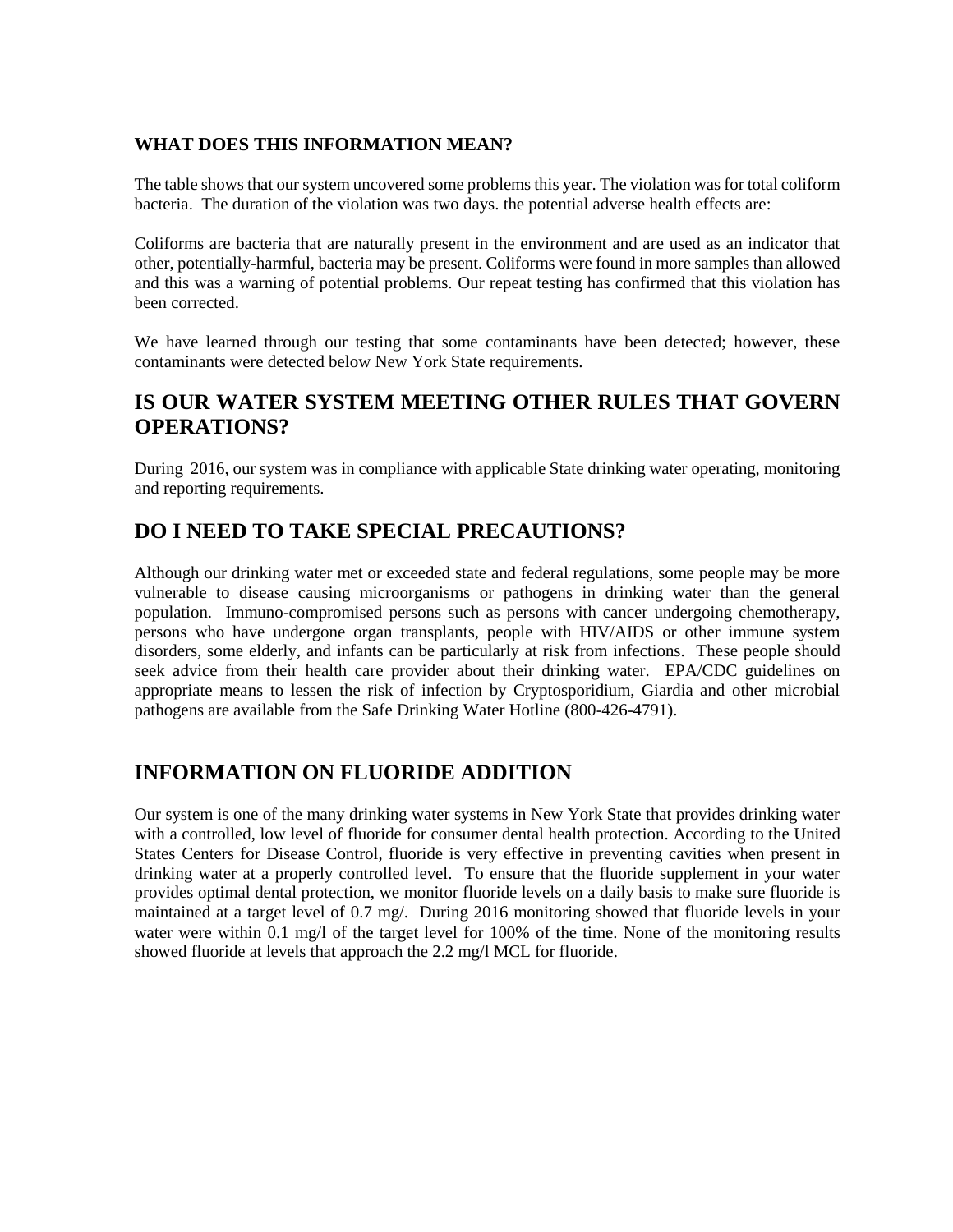### WHAT DOES THIS INFORMATION MEAN?

The table shows that our system uncovered some problems this year. The violation was for total coliform bacteria. The duration of the violation was two days. the potential adverse health effects are:

Coliforms are bacteria that are naturally present in the environment and are used as an indicator that other, potentially-harmful, bacteria may be present. Coliforms were found in more samples than allowed and this was a warning of potential problems. Our repeat testing has confirmed that this violation has been corrected.

We have learned through our testing that some contaminants have been detected; however, these contaminants were detected below New York State requirements.

## IS OUR WATER SYSTEM MEETING OTHER RULES THAT GOVERN OPERATIONS?

During 2016, our system was in compliance with applicable State drinking water operating, monitoring and reporting requirements.

## DO I NEED TO TAKE SPECIAL PRECAUTIONS?

Although our drinking water met or exceeded state and federal regulations, some people may be more vulnerable to disease causing microorganisms or pathogens in drinking water than the general population. Immuno-compromised persons such as persons with cancer undergoing chemotherapy, persons who have undergone organ transplants, people with HIV/AIDS or other immune system disorders, some elderly, and infants can be particularly at risk from infections. These people should seek advice from their health care provider about their drinking water. EPA/CDC guidelines on appropriate means to lessen the risk of infection by Cryptosporidium, Giardia and other microbial pathogens are available from the Safe Drinking Water Hotline (800-426-4791).

## INFORMATION ON FLUORIDE ADDITION

Our system is one of the many drinking water systems in New York State that provides drinking water with a controlled, low level of fluoride for consumer dental health protection. According to the United States Centers for Disease Control, fluoride is very effective in preventing cavities when present in drinking water at a properly controlled level. To ensure that the fluoride supplement in your water provides optimal dental protection, we monitor fluoride levels on a daily basis to make sure fluoride is maintained at a target level of 0.7 mg/. During 2016 monitoring showed that fluoride levels in your water were within 0.1 mg/l of the target level for 100% of the time. None of the monitoring results showed fluoride at levels that approach the 2.2 mg/l MCL for fluoride.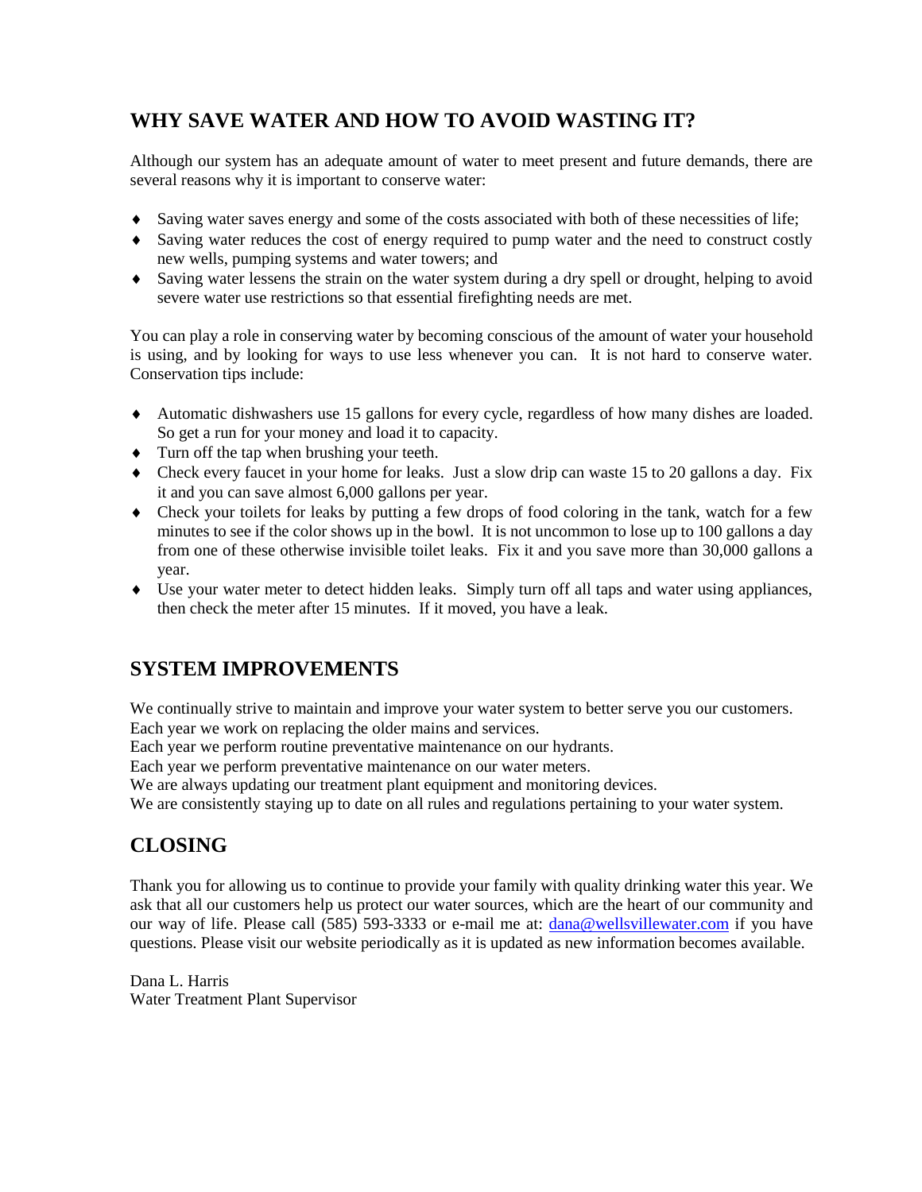## WHY SAVE WATER AND HOW TO AVOID WASTING IT?

Although our system has an adequate amount of water to meet present and future demands, there are several reasons why it is important to conserve water:

- Saving water saves energy and some of the costs associated with both of these necessities of life;
- Saving water reduces the cost of energy required to pump water and the need to construct costly new wells, pumping systems and water towers; and
- Saving water lessens the strain on the water system during a dry spell or drought, helping to avoid severe water use restrictions so that essential firefighting needs are met.

You can play a role in conserving water by becoming conscious of the amount of water your household is using, and by looking for ways to use less whenever you can. It is not hard to conserve water. Conservation tips include:

- Automatic dishwashers use 15 gallons for every cycle, regardless of how many dishes are loaded. So get a run for your money and load it to capacity.
- Turn off the tap when brushing your teeth.
- Check every faucet in your home for leaks. Just a slow drip can waste 15 to 20 gallons a day. Fix it and you can save almost 6,000 gallons per year.
- Check your toilets for leaks by putting a few drops of food coloring in the tank, watch for a few minutes to see if the color shows up in the bowl. It is not uncommon to lose up to 100 gallons a day from one of these otherwise invisible toilet leaks. Fix it and you save more than 30,000 gallons a year.
- Use your water meter to detect hidden leaks. Simply turn off all taps and water using appliances, then check the meter after 15 minutes. If it moved, you have a leak.

## SYSTEM IMPROVEMENTS

We continually strive to maintain and improve your water system to better serve you our customers.
Each year we work on replacing the older mains and services.
Each year we perform routine preventative maintenance on our hydrants.
Each year we perform preventative maintenance on our water meters.
We are always updating our treatment plant equipment and monitoring devices.
We are consistently staying up to date on all rules and regulations pertaining to your water system.

## CLOSING

Thank you for allowing us to continue to provide your family with quality drinking water this year. We ask that all our customers help us protect our water sources, which are the heart of our community and our way of life. Please call (585) 593-3333 or e-mail me at: [dana@wellsvillewater.com](mailto:dana@wellsvillewater.com) if you have questions. Please visit our website periodically as it is updated as new information becomes available.

Dana L. Harris
Water Treatment Plant Supervisor